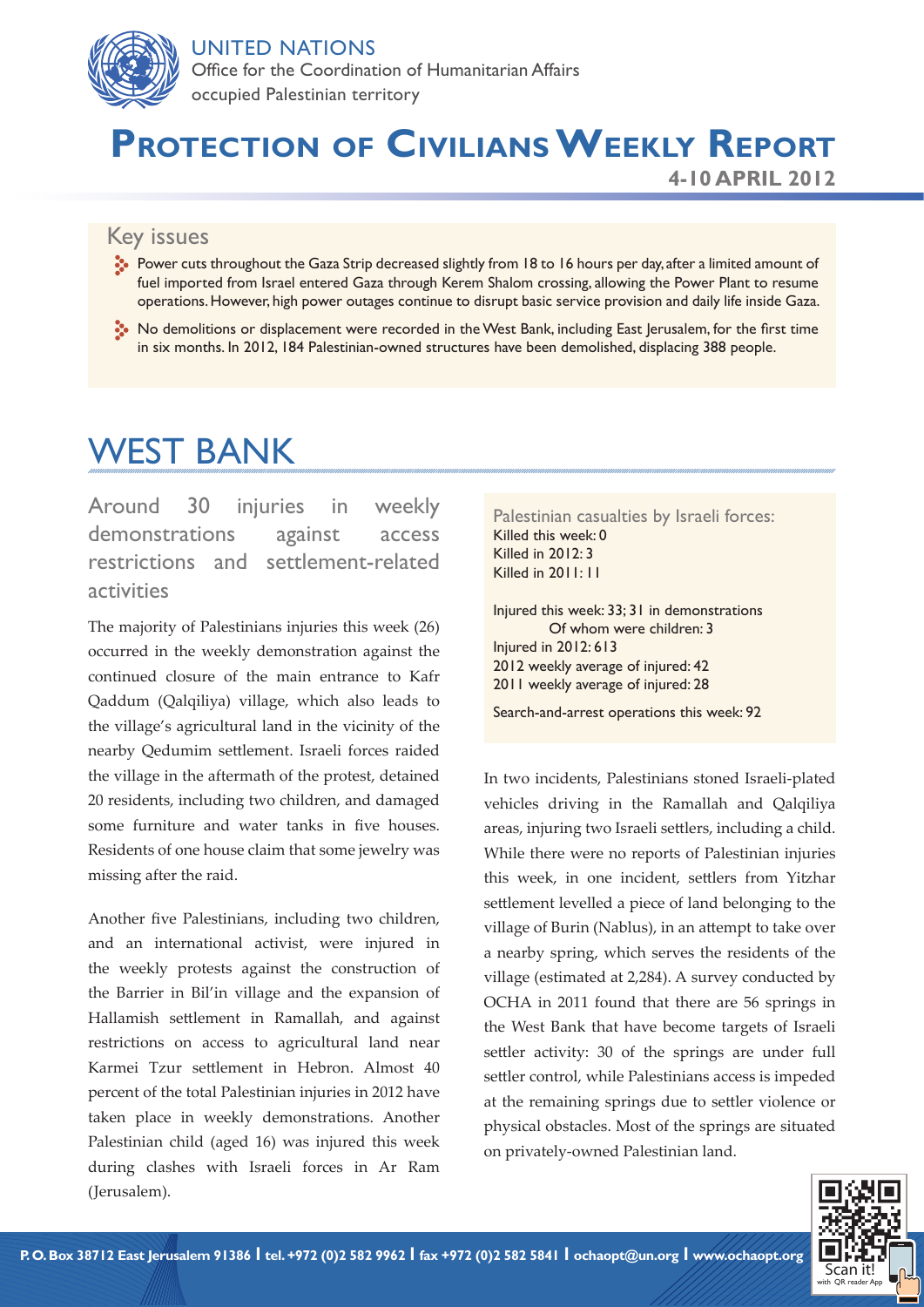UNITED NATIONS
Office for the Coordination of Humanitarian Affairs
occupied Palestinian territory

# Protection of Civilians Weekly Report

**4-10 APRIL 2012**

## Key issues

- Power cuts throughout the Gaza Strip decreased slightly from 18 to 16 hours per day, after a limited amount of fuel imported from Israel entered Gaza through Kerem Shalom crossing, allowing the Power Plant to resume operations. However, high power outages continue to disrupt basic service provision and daily life inside Gaza.
- No demolitions or displacement were recorded in the West Bank, including East Jerusalem, for the first time in six months. In 2012, 184 Palestinian-owned structures have been demolished, displacing 388 people.

# WEST BANK

## Around 30 injuries in weekly demonstrations against access restrictions and settlement-related activities

The majority of Palestinians injuries this week (26) occurred in the weekly demonstration against the continued closure of the main entrance to Kafr Qaddum (Qalqiliya) village, which also leads to the village's agricultural land in the vicinity of the nearby Qedumim settlement. Israeli forces raided the village in the aftermath of the protest, detained 20 residents, including two children, and damaged some furniture and water tanks in five houses. Residents of one house claim that some jewelry was missing after the raid.

Another five Palestinians, including two children, and an international activist, were injured in the weekly protests against the construction of the Barrier in Bil'in village and the expansion of Hallamish settlement in Ramallah, and against restrictions on access to agricultural land near Karmei Tzur settlement in Hebron. Almost 40 percent of the total Palestinian injuries in 2012 have taken place in weekly demonstrations. Another Palestinian child (aged 16) was injured this week during clashes with Israeli forces in Ar Ram (Jerusalem).

Palestinian casualties by Israeli forces:
Killed this week: 0
Killed in 2012: 3
Killed in 2011: 11

Injured this week: 33; 31 in demonstrations
Of whom were children: 3
Injured in 2012: 613
2012 weekly average of injured: 42
2011 weekly average of injured: 28

Search-and-arrest operations this week: 92

In two incidents, Palestinians stoned Israeli-plated vehicles driving in the Ramallah and Qalqiliya areas, injuring two Israeli settlers, including a child. While there were no reports of Palestinian injuries this week, in one incident, settlers from Yitzhar settlement levelled a piece of land belonging to the village of Burin (Nablus), in an attempt to take over a nearby spring, which serves the residents of the village (estimated at 2,284). A survey conducted by OCHA in 2011 found that there are 56 springs in the West Bank that have become targets of Israeli settler activity: 30 of the springs are under full settler control, while Palestinians access is impeded at the remaining springs due to settler violence or physical obstacles. Most of the springs are situated on privately-owned Palestinian land.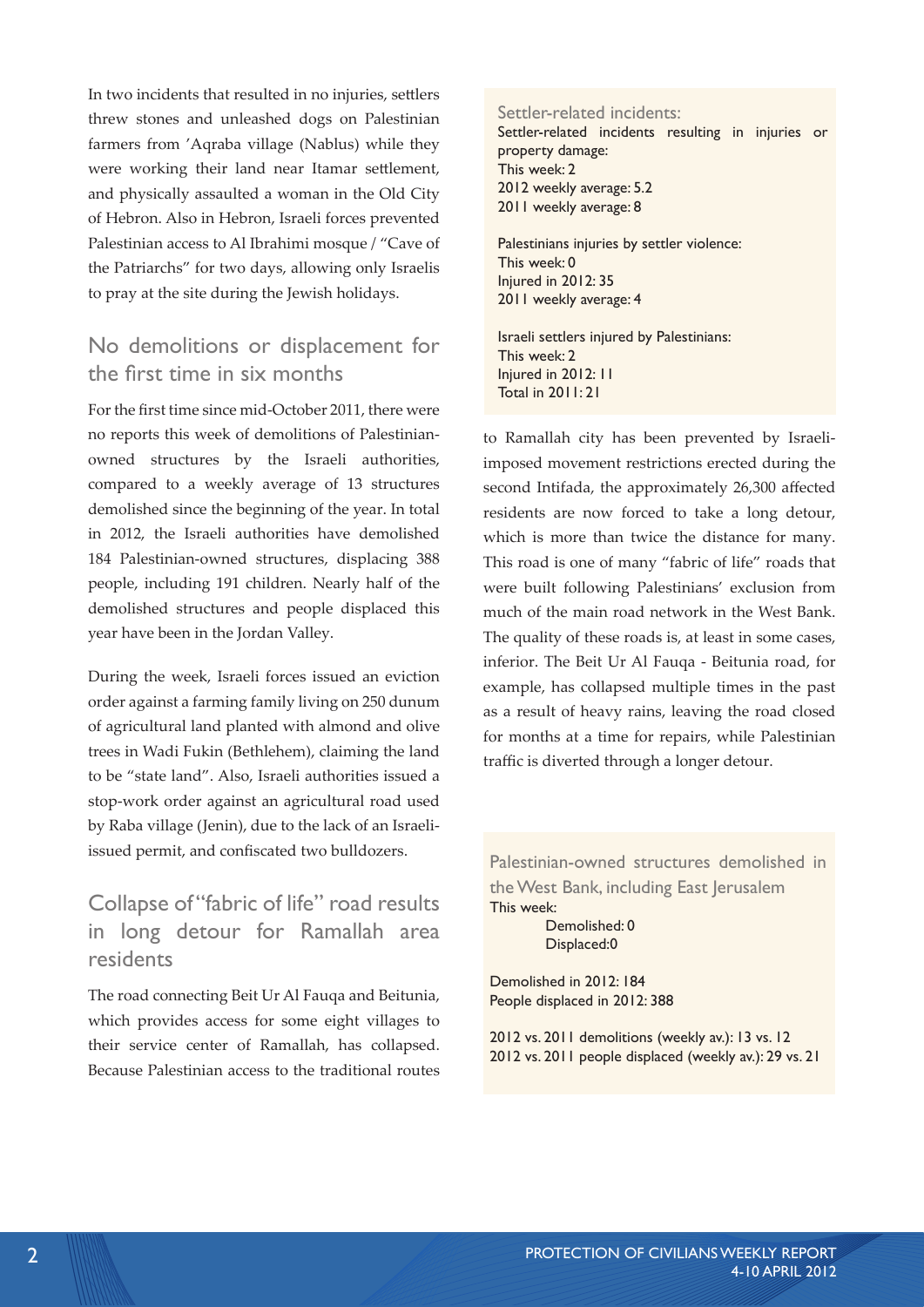In two incidents that resulted in no injuries, settlers threw stones and unleashed dogs on Palestinian farmers from 'Aqraba village (Nablus) while they were working their land near Itamar settlement, and physically assaulted a woman in the Old City of Hebron. Also in Hebron, Israeli forces prevented Palestinian access to Al Ibrahimi mosque / "Cave of the Patriarchs" for two days, allowing only Israelis to pray at the site during the Jewish holidays.

## No demolitions or displacement for the first time in six months

For the first time since mid-October 2011, there were no reports this week of demolitions of Palestinian-owned structures by the Israeli authorities, compared to a weekly average of 13 structures demolished since the beginning of the year. In total in 2012, the Israeli authorities have demolished 184 Palestinian-owned structures, displacing 388 people, including 191 children. Nearly half of the demolished structures and people displaced this year have been in the Jordan Valley.

During the week, Israeli forces issued an eviction order against a farming family living on 250 dunum of agricultural land planted with almond and olive trees in Wadi Fukin (Bethlehem), claiming the land to be "state land". Also, Israeli authorities issued a stop-work order against an agricultural road used by Raba village (Jenin), due to the lack of an Israeli-issued permit, and confiscated two bulldozers.

## Collapse of "fabric of life" road results in long detour for Ramallah area residents

The road connecting Beit Ur Al Fauqa and Beitunia, which provides access for some eight villages to their service center of Ramallah, has collapsed. Because Palestinian access to the traditional routes to Ramallah city has been prevented by Israeli-imposed movement restrictions erected during the second Intifada, the approximately 26,300 affected residents are now forced to take a long detour, which is more than twice the distance for many. This road is one of many "fabric of life" roads that were built following Palestinians' exclusion from much of the main road network in the West Bank. The quality of these roads is, at least in some cases, inferior. The Beit Ur Al Fauqa - Beitunia road, for example, has collapsed multiple times in the past as a result of heavy rains, leaving the road closed for months at a time for repairs, while Palestinian traffic is diverted through a longer detour.

**Settler-related incidents:**

Settler-related incidents resulting in injuries or property damage:
This week: 2
2012 weekly average: 5.2
2011 weekly average: 8

Palestinians injuries by settler violence:
This week: 0
Injured in 2012: 35
2011 weekly average: 4

Israeli settlers injured by Palestinians:
This week: 2
Injured in 2012: 11
Total in 2011: 21

**Palestinian-owned structures demolished in the West Bank, including East Jerusalem**

This week:
Demolished: 0
Displaced: 0

Demolished in 2012: 184
People displaced in 2012: 388

2012 vs. 2011 demolitions (weekly av.): 13 vs. 12
2012 vs. 2011 people displaced (weekly av.): 29 vs. 21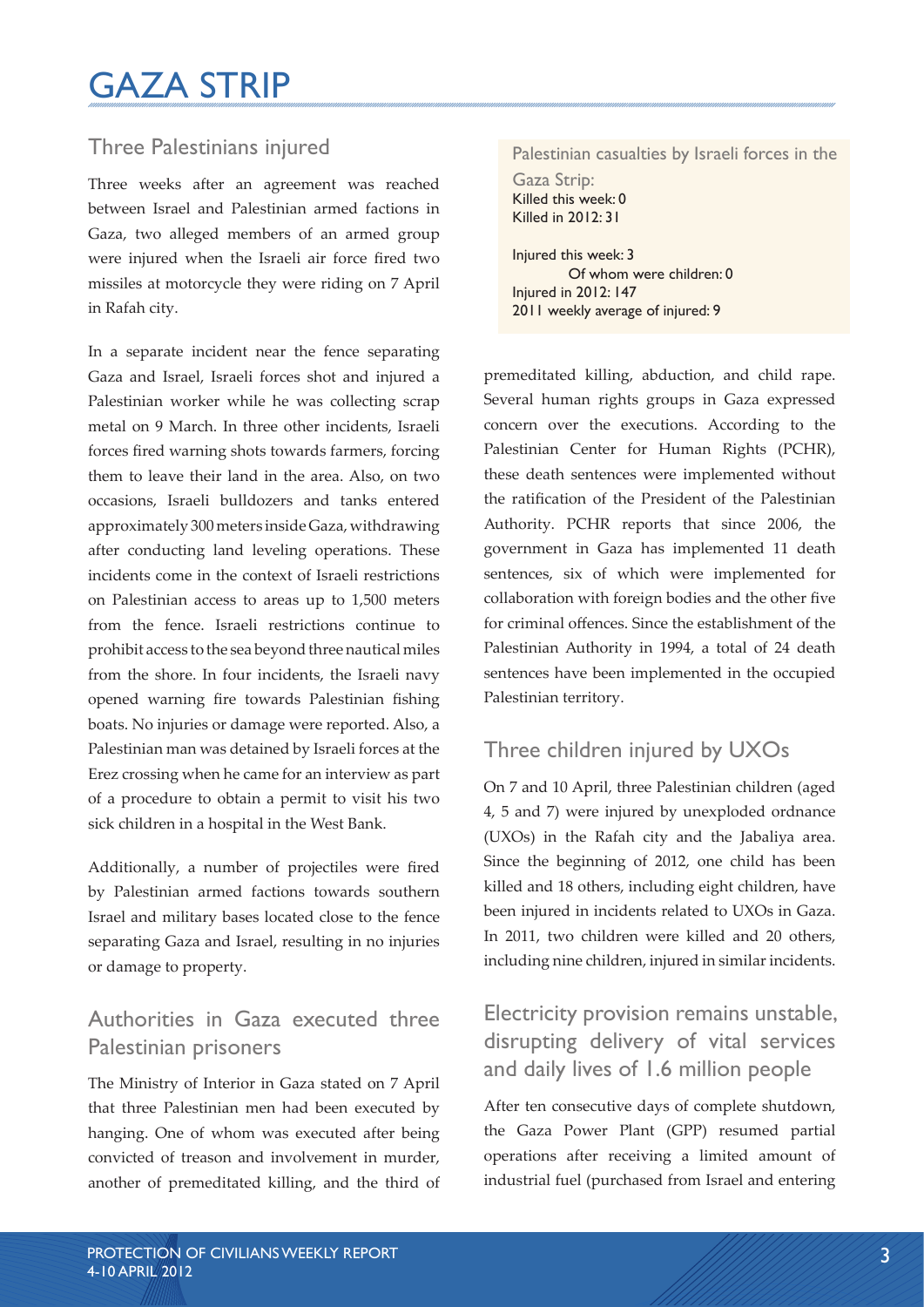# GAZA STRIP

## Three Palestinians injured

Three weeks after an agreement was reached between Israel and Palestinian armed factions in Gaza, two alleged members of an armed group were injured when the Israeli air force fired two missiles at motorcycle they were riding on 7 April in Rafah city.

In a separate incident near the fence separating Gaza and Israel, Israeli forces shot and injured a Palestinian worker while he was collecting scrap metal on 9 March. In three other incidents, Israeli forces fired warning shots towards farmers, forcing them to leave their land in the area. Also, on two occasions, Israeli bulldozers and tanks entered approximately 300 meters inside Gaza, withdrawing after conducting land leveling operations. These incidents come in the context of Israeli restrictions on Palestinian access to areas up to 1,500 meters from the fence. Israeli restrictions continue to prohibit access to the sea beyond three nautical miles from the shore. In four incidents, the Israeli navy opened warning fire towards Palestinian fishing boats. No injuries or damage were reported. Also, a Palestinian man was detained by Israeli forces at the Erez crossing when he came for an interview as part of a procedure to obtain a permit to visit his two sick children in a hospital in the West Bank.

Additionally, a number of projectiles were fired by Palestinian armed factions towards southern Israel and military bases located close to the fence separating Gaza and Israel, resulting in no injuries or damage to property.

> Palestinian casualties by Israeli forces in the Gaza Strip:
> Killed this week: 0
> Killed in 2012: 31
>
> Injured this week: 3
> Of whom were children: 0
> Injured in 2012: 147
> 2011 weekly average of injured: 9

## Authorities in Gaza executed three Palestinian prisoners

The Ministry of Interior in Gaza stated on 7 April that three Palestinian men had been executed by hanging. One of whom was executed after being convicted of treason and involvement in murder, another of premeditated killing, and the third of premeditated killing, abduction, and child rape. Several human rights groups in Gaza expressed concern over the executions. According to the Palestinian Center for Human Rights (PCHR), these death sentences were implemented without the ratification of the President of the Palestinian Authority. PCHR reports that since 2006, the government in Gaza has implemented 11 death sentences, six of which were implemented for collaboration with foreign bodies and the other five for criminal offences. Since the establishment of the Palestinian Authority in 1994, a total of 24 death sentences have been implemented in the occupied Palestinian territory.

## Three children injured by UXOs

On 7 and 10 April, three Palestinian children (aged 4, 5 and 7) were injured by unexploded ordnance (UXOs) in the Rafah city and the Jabaliya area. Since the beginning of 2012, one child has been killed and 18 others, including eight children, have been injured in incidents related to UXOs in Gaza. In 2011, two children were killed and 20 others, including nine children, injured in similar incidents.

## Electricity provision remains unstable, disrupting delivery of vital services and daily lives of 1.6 million people

After ten consecutive days of complete shutdown, the Gaza Power Plant (GPP) resumed partial operations after receiving a limited amount of industrial fuel (purchased from Israel and entering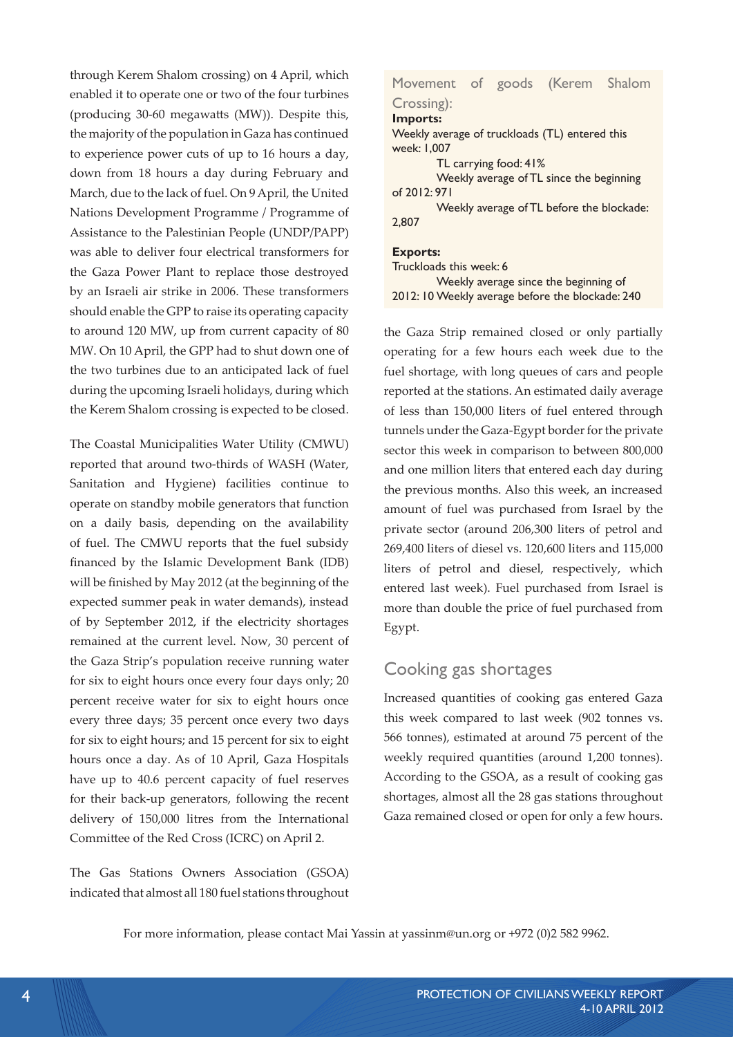through Kerem Shalom crossing) on 4 April, which enabled it to operate one or two of the four turbines (producing 30-60 megawatts (MW)). Despite this, the majority of the population in Gaza has continued to experience power cuts of up to 16 hours a day, down from 18 hours a day during February and March, due to the lack of fuel. On 9 April, the United Nations Development Programme / Programme of Assistance to the Palestinian People (UNDP/PAPP) was able to deliver four electrical transformers for the Gaza Power Plant to replace those destroyed by an Israeli air strike in 2006. These transformers should enable the GPP to raise its operating capacity to around 120 MW, up from current capacity of 80 MW. On 10 April, the GPP had to shut down one of the two turbines due to an anticipated lack of fuel during the upcoming Israeli holidays, during which the Kerem Shalom crossing is expected to be closed.

The Coastal Municipalities Water Utility (CMWU) reported that around two-thirds of WASH (Water, Sanitation and Hygiene) facilities continue to operate on standby mobile generators that function on a daily basis, depending on the availability of fuel. The CMWU reports that the fuel subsidy financed by the Islamic Development Bank (IDB) will be finished by May 2012 (at the beginning of the expected summer peak in water demands), instead of by September 2012, if the electricity shortages remained at the current level. Now, 30 percent of the Gaza Strip's population receive running water for six to eight hours once every four days only; 20 percent receive water for six to eight hours once every three days; 35 percent once every two days for six to eight hours; and 15 percent for six to eight hours once a day. As of 10 April, Gaza Hospitals have up to 40.6 percent capacity of fuel reserves for their back-up generators, following the recent delivery of 150,000 litres from the International Committee of the Red Cross (ICRC) on April 2.

The Gas Stations Owners Association (GSOA) indicated that almost all 180 fuel stations throughout the Gaza Strip remained closed or only partially operating for a few hours each week due to the fuel shortage, with long queues of cars and people reported at the stations. An estimated daily average of less than 150,000 liters of fuel entered through tunnels under the Gaza-Egypt border for the private sector this week in comparison to between 800,000 and one million liters that entered each day during the previous months. Also this week, an increased amount of fuel was purchased from Israel by the private sector (around 206,300 liters of petrol and 269,400 liters of diesel vs. 120,600 liters and 115,000 liters of petrol and diesel, respectively, which entered last week). Fuel purchased from Israel is more than double the price of fuel purchased from Egypt.

### Movement of goods (Kerem Shalom Crossing):

**Imports:**

Weekly average of truckloads (TL) entered this week: 1,007

TL carrying food: 41%

Weekly average of TL since the beginning of 2012: 971

Weekly average of TL before the blockade: 2,807

**Exports:**

Truckloads this week: 6

Weekly average since the beginning of 2012: 10

Weekly average before the blockade: 240

## Cooking gas shortages

Increased quantities of cooking gas entered Gaza this week compared to last week (902 tonnes vs. 566 tonnes), estimated at around 75 percent of the weekly required quantities (around 1,200 tonnes). According to the GSOA, as a result of cooking gas shortages, almost all the 28 gas stations throughout Gaza remained closed or open for only a few hours.

For more information, please contact Mai Yassin at yassinm@un.org or +972 (0)2 582 9962.